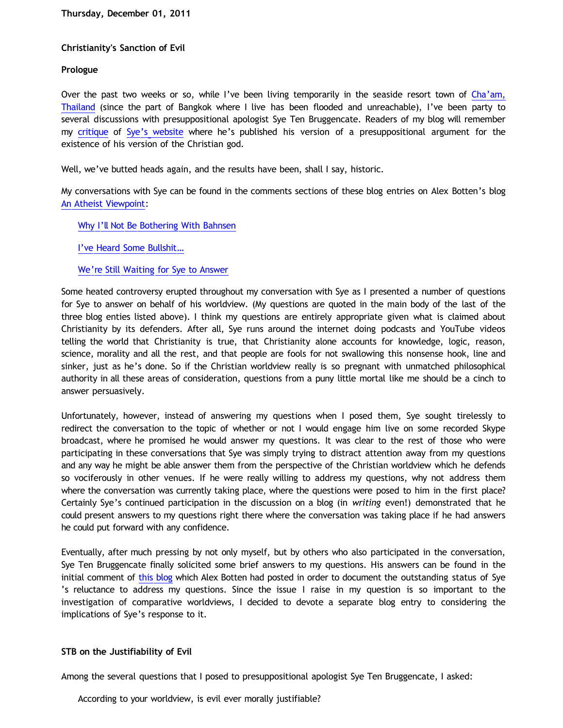Thursday, December 01, 2011

## Christianity's Sanction of Evil

### Prologue

Over the past two weeks or so, while I've been living temporarily in the seaside resort town of Cha'am, Thailand (since the part of Bangkok where I live has been flooded and unreachable), I've been party to several discussions with presuppositional apologist Sye Ten Bruggencate. Readers of my blog will remember my critique of Sye's website where he's published his version of a presuppositional argument for the existence of his version of the Christian god.

Well, we've butted heads again, and the results have been, shall I say, historic.

My conversations with Sye can be found in the comments sections of these blog entries on Alex Botten's blog An Atheist Viewpoint:

> Why I'll Not Be Bothering With Bahnsen
>
> I've Heard Some Bullshit…
>
> We're Still Waiting for Sye to Answer

Some heated controversy erupted throughout my conversation with Sye as I presented a number of questions for Sye to answer on behalf of his worldview. (My questions are quoted in the main body of the last of the three blog enties listed above). I think my questions are entirely appropriate given what is claimed about Christianity by its defenders. After all, Sye runs around the internet doing podcasts and YouTube videos telling the world that Christianity is true, that Christianity alone accounts for knowledge, logic, reason, science, morality and all the rest, and that people are fools for not swallowing this nonsense hook, line and sinker, just as he's done. So if the Christian worldview really is so pregnant with unmatched philosophical authority in all these areas of consideration, questions from a puny little mortal like me should be a cinch to answer persuasively.

Unfortunately, however, instead of answering my questions when I posed them, Sye sought tirelessly to redirect the conversation to the topic of whether or not I would engage him live on some recorded Skype broadcast, where he promised he would answer my questions. It was clear to the rest of those who were participating in these conversations that Sye was simply trying to distract attention away from my questions and any way he might be able answer them from the perspective of the Christian worldview which he defends so vociferously in other venues. If he were really willing to address my questions, why not address them where the conversation was currently taking place, where the questions were posed to him in the first place? Certainly Sye's continued participation in the discussion on a blog (in *writing* even!) demonstrated that he could present answers to my questions right there where the conversation was taking place if he had answers he could put forward with any confidence.

Eventually, after much pressing by not only myself, but by others who also participated in the conversation, Sye Ten Bruggencate finally solicited some brief answers to my questions. His answers can be found in the initial comment of this blog which Alex Botten had posted in order to document the outstanding status of Sye's reluctance to address my questions. Since the issue I raise in my question is so important to the investigation of comparative worldviews, I decided to devote a separate blog entry to considering the implications of Sye's response to it.

### STB on the Justifiability of Evil

Among the several questions that I posed to presuppositional apologist Sye Ten Bruggencate, I asked:

> According to your worldview, is evil ever morally justifiable?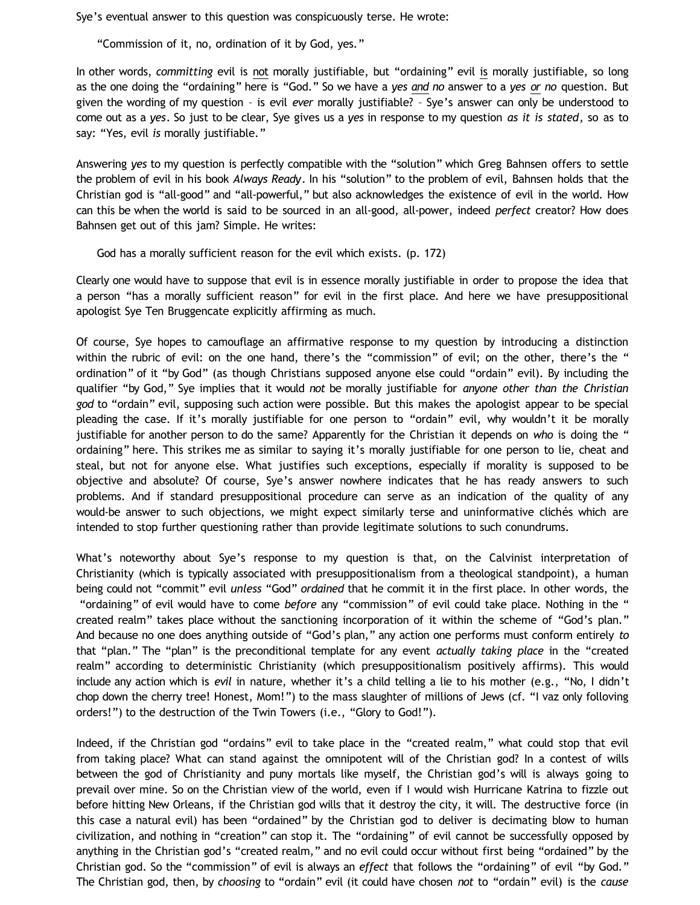Sye's eventual answer to this question was conspicuously terse. He wrote:

> "Commission of it, no, ordination of it by God, yes."

In other words, *committing* evil is not morally justifiable, but "ordaining" evil is morally justifiable, so long as the one doing the "ordaining" here is "God." So we have a *yes and no* answer to a *yes or no* question. But given the wording of my question – is evil *ever* morally justifiable? – Sye's answer can only be understood to come out as a *yes*. So just to be clear, Sye gives us a *yes* in response to my question *as it is stated*, so as to say: "Yes, evil *is* morally justifiable."

Answering *yes* to my question is perfectly compatible with the "solution" which Greg Bahnsen offers to settle the problem of evil in his book *Always Ready*. In his "solution" to the problem of evil, Bahnsen holds that the Christian god is "all-good" and "all-powerful," but also acknowledges the existence of evil in the world. How can this be when the world is said to be sourced in an all-good, all-power, indeed *perfect* creator? How does Bahnsen get out of this jam? Simple. He writes:

> God has a morally sufficient reason for the evil which exists. (p. 172)

Clearly one would have to suppose that evil is in essence morally justifiable in order to propose the idea that a person "has a morally sufficient reason" for evil in the first place. And here we have presuppositional apologist Sye Ten Bruggencate explicitly affirming as much.

Of course, Sye hopes to camouflage an affirmative response to my question by introducing a distinction within the rubric of evil: on the one hand, there's the "commission" of evil; on the other, there's the "ordination" of it "by God" (as though Christians supposed anyone else could "ordain" evil). By including the qualifier "by God," Sye implies that it would *not* be morally justifiable for *anyone other than the Christian god* to "ordain" evil, supposing such action were possible. But this makes the apologist appear to be special pleading the case. If it's morally justifiable for one person to "ordain" evil, why wouldn't it be morally justifiable for another person to do the same? Apparently for the Christian it depends on *who* is doing the "ordaining" here. This strikes me as similar to saying it's morally justifiable for one person to lie, cheat and steal, but not for anyone else. What justifies such exceptions, especially if morality is supposed to be objective and absolute? Of course, Sye's answer nowhere indicates that he has ready answers to such problems. And if standard presuppositional procedure can serve as an indication of the quality of any would-be answer to such objections, we might expect similarly terse and uninformative clichés which are intended to stop further questioning rather than provide legitimate solutions to such conundrums.

What's noteworthy about Sye's response to my question is that, on the Calvinist interpretation of Christianity (which is typically associated with presuppositionalism from a theological standpoint), a human being could not "commit" evil *unless* "God" *ordained* that he commit it in the first place. In other words, the "ordaining" of evil would have to come *before* any "commission" of evil could take place. Nothing in the "created realm" takes place without the sanctioning incorporation of it within the scheme of "God's plan." And because no one does anything outside of "God's plan," any action one performs must conform entirely *to* that "plan." The "plan" is the preconditional template for any event *actually taking place* in the "created realm" according to deterministic Christianity (which presuppositionalism positively affirms). This would include any action which is *evil* in nature, whether it's a child telling a lie to his mother (e.g., "No, I didn't chop down the cherry tree! Honest, Mom!") to the mass slaughter of millions of Jews (cf. "I vaz only folloving orders!") to the destruction of the Twin Towers (i.e., "Glory to God!").

Indeed, if the Christian god "ordains" evil to take place in the "created realm," what could stop that evil from taking place? What can stand against the omnipotent will of the Christian god? In a contest of wills between the god of Christianity and puny mortals like myself, the Christian god's will is always going to prevail over mine. So on the Christian view of the world, even if I would wish Hurricane Katrina to fizzle out before hitting New Orleans, if the Christian god wills that it destroy the city, it will. The destructive force (in this case a natural evil) has been "ordained" by the Christian god to deliver is decimating blow to human civilization, and nothing in "creation" can stop it. The "ordaining" of evil cannot be successfully opposed by anything in the Christian god's "created realm," and no evil could occur without first being "ordained" by the Christian god. So the "commission" of evil is always an *effect* that follows the "ordaining" of evil "by God." The Christian god, then, by *choosing* to "ordain" evil (it could have chosen *not* to "ordain" evil) is the *cause*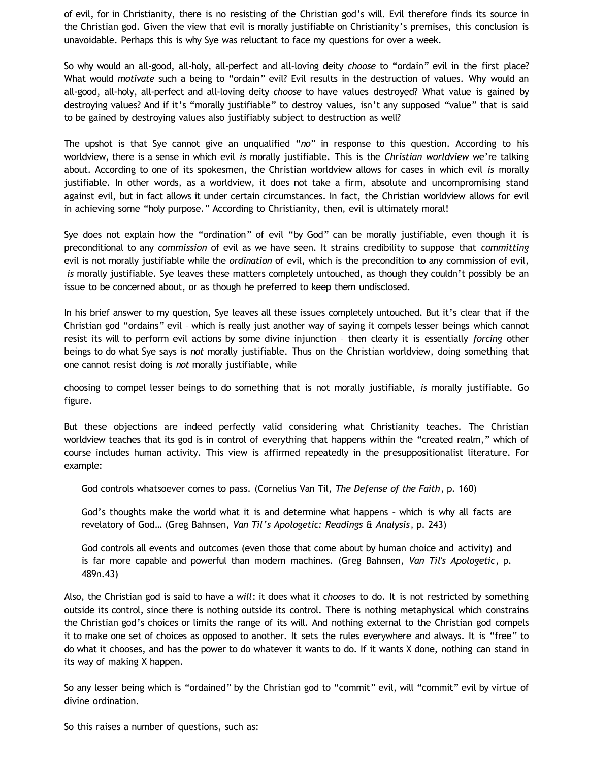of evil, for in Christianity, there is no resisting of the Christian god's will. Evil therefore finds its source in the Christian god. Given the view that evil is morally justifiable on Christianity's premises, this conclusion is unavoidable. Perhaps this is why Sye was reluctant to face my questions for over a week.

So why would an all-good, all-holy, all-perfect and all-loving deity *choose* to "ordain" evil in the first place? What would *motivate* such a being to "ordain" evil? Evil results in the destruction of values. Why would an all-good, all-holy, all-perfect and all-loving deity *choose* to have values destroyed? What value is gained by destroying values? And if it's "morally justifiable" to destroy values, isn't any supposed "value" that is said to be gained by destroying values also justifiably subject to destruction as well?

The upshot is that Sye cannot give an unqualified "*no*" in response to this question. According to his worldview, there is a sense in which evil *is* morally justifiable. This is the *Christian worldview* we're talking about. According to one of its spokesmen, the Christian worldview allows for cases in which evil *is* morally justifiable. In other words, as a worldview, it does not take a firm, absolute and uncompromising stand against evil, but in fact allows it under certain circumstances. In fact, the Christian worldview allows for evil in achieving some "holy purpose." According to Christianity, then, evil is ultimately moral!

Sye does not explain how the "ordination" of evil "by God" can be morally justifiable, even though it is preconditional to any *commission* of evil as we have seen. It strains credibility to suppose that *committing* evil is not morally justifiable while the *ordination* of evil, which is the precondition to any commission of evil, *is* morally justifiable. Sye leaves these matters completely untouched, as though they couldn't possibly be an issue to be concerned about, or as though he preferred to keep them undisclosed.

In his brief answer to my question, Sye leaves all these issues completely untouched. But it's clear that if the Christian god "ordains" evil – which is really just another way of saying it compels lesser beings which cannot resist its will to perform evil actions by some divine injunction – then clearly it is essentially *forcing* other beings to do what Sye says is *not* morally justifiable. Thus on the Christian worldview, doing something that one cannot resist doing is *not* morally justifiable, while choosing to compel lesser beings to do something that is not morally justifiable, *is* morally justifiable. Go figure.

But these objections are indeed perfectly valid considering what Christianity teaches. The Christian worldview teaches that its god is in control of everything that happens within the "created realm," which of course includes human activity. This view is affirmed repeatedly in the presuppositionalist literature. For example:

> God controls whatsoever comes to pass. (Cornelius Van Til, *The Defense of the Faith*, p. 160)
>
> God's thoughts make the world what it is and determine what happens – which is why all facts are revelatory of God… (Greg Bahnsen, *Van Til's Apologetic: Readings & Analysis*, p. 243)
>
> God controls all events and outcomes (even those that come about by human choice and activity) and is far more capable and powerful than modern machines. (Greg Bahnsen, *Van Til's Apologetic*, p. 489n.43)

Also, the Christian god is said to have a *will*: it does what it *chooses* to do. It is not restricted by something outside its control, since there is nothing outside its control. There is nothing metaphysical which constrains the Christian god's choices or limits the range of its will. And nothing external to the Christian god compels it to make one set of choices as opposed to another. It sets the rules everywhere and always. It is "free" to do what it chooses, and has the power to do whatever it wants to do. If it wants X done, nothing can stand in its way of making X happen.

So any lesser being which is "ordained" by the Christian god to "commit" evil, will "commit" evil by virtue of divine ordination.

So this raises a number of questions, such as: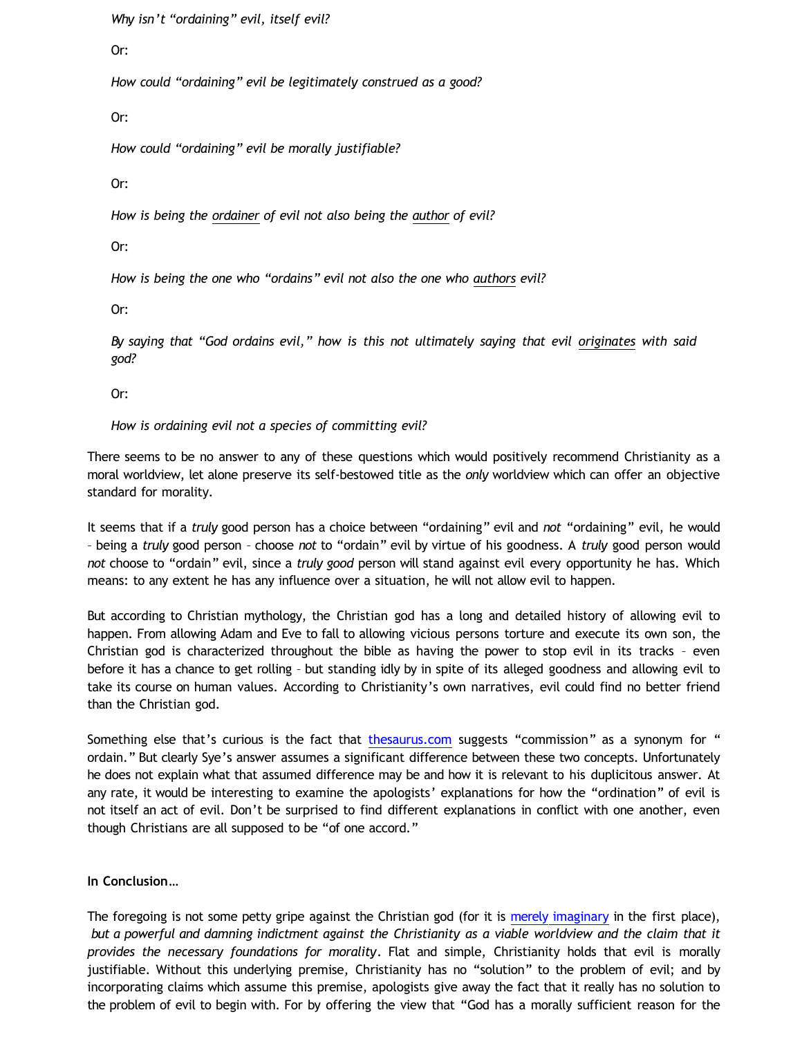*Why isn't "ordaining" evil, itself evil?*

Or:

*How could "ordaining" evil be legitimately construed as a good?*

Or:

*How could "ordaining" evil be morally justifiable?*

Or:

*How is being the ordainer of evil not also being the author of evil?*

Or:

*How is being the one who "ordains" evil not also the one who authors evil?*

Or:

*By saying that "God ordains evil," how is this not ultimately saying that evil originates with said god?*

Or:

*How is ordaining evil not a species of committing evil?*

There seems to be no answer to any of these questions which would positively recommend Christianity as a moral worldview, let alone preserve its self-bestowed title as the *only* worldview which can offer an objective standard for morality.

It seems that if a *truly* good person has a choice between "ordaining" evil and *not* "ordaining" evil, he would – being a *truly* good person – choose *not* to "ordain" evil by virtue of his goodness. A *truly* good person would *not* choose to "ordain" evil, since a *truly good* person will stand against evil every opportunity he has. Which means: to any extent he has any influence over a situation, he will not allow evil to happen.

But according to Christian mythology, the Christian god has a long and detailed history of allowing evil to happen. From allowing Adam and Eve to fall to allowing vicious persons torture and execute its own son, the Christian god is characterized throughout the bible as having the power to stop evil in its tracks – even before it has a chance to get rolling – but standing idly by in spite of its alleged goodness and allowing evil to take its course on human values. According to Christianity's own narratives, evil could find no better friend than the Christian god.

Something else that's curious is the fact that thesaurus.com suggests "commission" as a synonym for "ordain." But clearly Sye's answer assumes a significant difference between these two concepts. Unfortunately he does not explain what that assumed difference may be and how it is relevant to his duplicitous answer. At any rate, it would be interesting to examine the apologists' explanations for how the "ordination" of evil is not itself an act of evil. Don't be surprised to find different explanations in conflict with one another, even though Christians are all supposed to be "of one accord."

**In Conclusion…**

The foregoing is not some petty gripe against the Christian god (for it is merely imaginary in the first place), *but a powerful and damning indictment against the Christianity as a viable worldview and the claim that it provides the necessary foundations for morality*. Flat and simple, Christianity holds that evil is morally justifiable. Without this underlying premise, Christianity has no "solution" to the problem of evil; and by incorporating claims which assume this premise, apologists give away the fact that it really has no solution to the problem of evil to begin with. For by offering the view that "God has a morally sufficient reason for the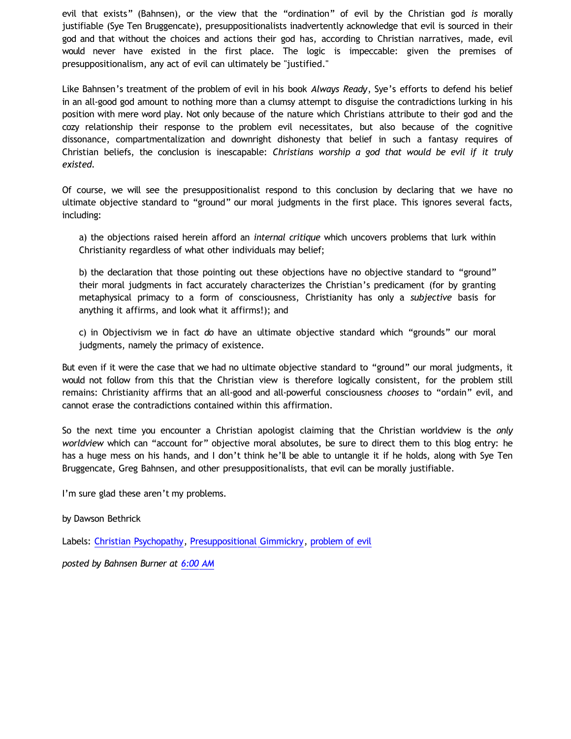evil that exists" (Bahnsen), or the view that the "ordination" of evil by the Christian god *is* morally justifiable (Sye Ten Bruggencate), presuppositionalists inadvertently acknowledge that evil is sourced in their god and that without the choices and actions their god has, according to Christian narratives, made, evil would never have existed in the first place. The logic is impeccable: given the premises of presuppositionalism, any act of evil can ultimately be "justified."

Like Bahnsen's treatment of the problem of evil in his book *Always Ready*, Sye's efforts to defend his belief in an all-good god amount to nothing more than a clumsy attempt to disguise the contradictions lurking in his position with mere word play. Not only because of the nature which Christians attribute to their god and the cozy relationship their response to the problem evil necessitates, but also because of the cognitive dissonance, compartmentalization and downright dishonesty that belief in such a fantasy requires of Christian beliefs, the conclusion is inescapable: *Christians worship a god that would be evil if it truly existed.*

Of course, we will see the presuppositionalist respond to this conclusion by declaring that we have no ultimate objective standard to "ground" our moral judgments in the first place. This ignores several facts, including:

> a) the objections raised herein afford an *internal critique* which uncovers problems that lurk within Christianity regardless of what other individuals may belief;
>
> b) the declaration that those pointing out these objections have no objective standard to "ground" their moral judgments in fact accurately characterizes the Christian's predicament (for by granting metaphysical primacy to a form of consciousness, Christianity has only a *subjective* basis for anything it affirms, and look what it affirms!); and
>
> c) in Objectivism we in fact *do* have an ultimate objective standard which "grounds" our moral judgments, namely the primacy of existence.

But even if it were the case that we had no ultimate objective standard to "ground" our moral judgments, it would not follow from this that the Christian view is therefore logically consistent, for the problem still remains: Christianity affirms that an all-good and all-powerful consciousness *chooses* to "ordain" evil, and cannot erase the contradictions contained within this affirmation.

So the next time you encounter a Christian apologist claiming that the Christian worldview is the *only worldview* which can "account for" objective moral absolutes, be sure to direct them to this blog entry: he has a huge mess on his hands, and I don't think he'll be able to untangle it if he holds, along with Sye Ten Bruggencate, Greg Bahnsen, and other presuppositionalists, that evil can be morally justifiable.

I'm sure glad these aren't my problems.

by Dawson Bethrick

Labels: Christian Psychopathy, Presuppositional Gimmickry, problem of evil

*posted by Bahnsen Burner at 6:00 AM*